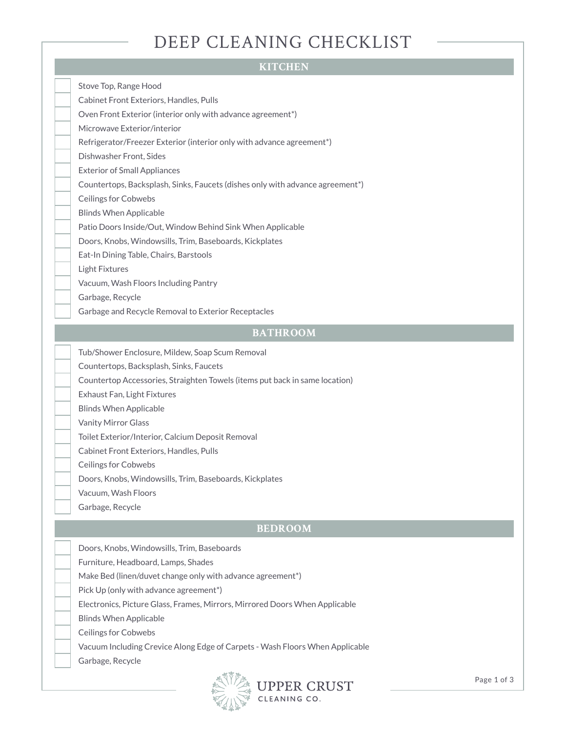# DEEP CLEANING CHECKLIST

## KITCHEN

- [ ] Stove Top, Range Hood
- [ ] Cabinet Front Exteriors, Handles, Pulls
- [ ] Oven Front Exterior (interior only with advance agreement*)
- [ ] Microwave Exterior/interior
- [ ] Refrigerator/Freezer Exterior (interior only with advance agreement*)
- [ ] Dishwasher Front, Sides
- [ ] Exterior of Small Appliances
- [ ] Countertops, Backsplash, Sinks, Faucets (dishes only with advance agreement*)
- [ ] Ceilings for Cobwebs
- [ ] Blinds When Applicable
- [ ] Patio Doors Inside/Out, Window Behind Sink When Applicable
- [ ] Doors, Knobs, Windowsills, Trim, Baseboards, Kickplates
- [ ] Eat-In Dining Table, Chairs, Barstools
- [ ] Light Fixtures
- [ ] Vacuum, Wash Floors Including Pantry
- [ ] Garbage, Recycle
- [ ] Garbage and Recycle Removal to Exterior Receptacles

## BATHROOM

- [ ] Tub/Shower Enclosure, Mildew, Soap Scum Removal
- [ ] Countertops, Backsplash, Sinks, Faucets
- [ ] Countertop Accessories, Straighten Towels (items put back in same location)
- [ ] Exhaust Fan, Light Fixtures
- [ ] Blinds When Applicable
- [ ] Vanity Mirror Glass
- [ ] Toilet Exterior/Interior, Calcium Deposit Removal
- [ ] Cabinet Front Exteriors, Handles, Pulls
- [ ] Ceilings for Cobwebs
- [ ] Doors, Knobs, Windowsills, Trim, Baseboards, Kickplates
- [ ] Vacuum, Wash Floors
- [ ] Garbage, Recycle

## BEDROOM

- [ ] Doors, Knobs, Windowsills, Trim, Baseboards
- [ ] Furniture, Headboard, Lamps, Shades
- [ ] Make Bed (linen/duvet change only with advance agreement*)
- [ ] Pick Up (only with advance agreement*)
- [ ] Electronics, Picture Glass, Frames, Mirrors, Mirrored Doors When Applicable
- [ ] Blinds When Applicable
- [ ] Ceilings for Cobwebs
- [ ] Vacuum Including Crevice Along Edge of Carpets - Wash Floors When Applicable
- [ ] Garbage, Recycle

UPPER CRUST
CLEANING CO.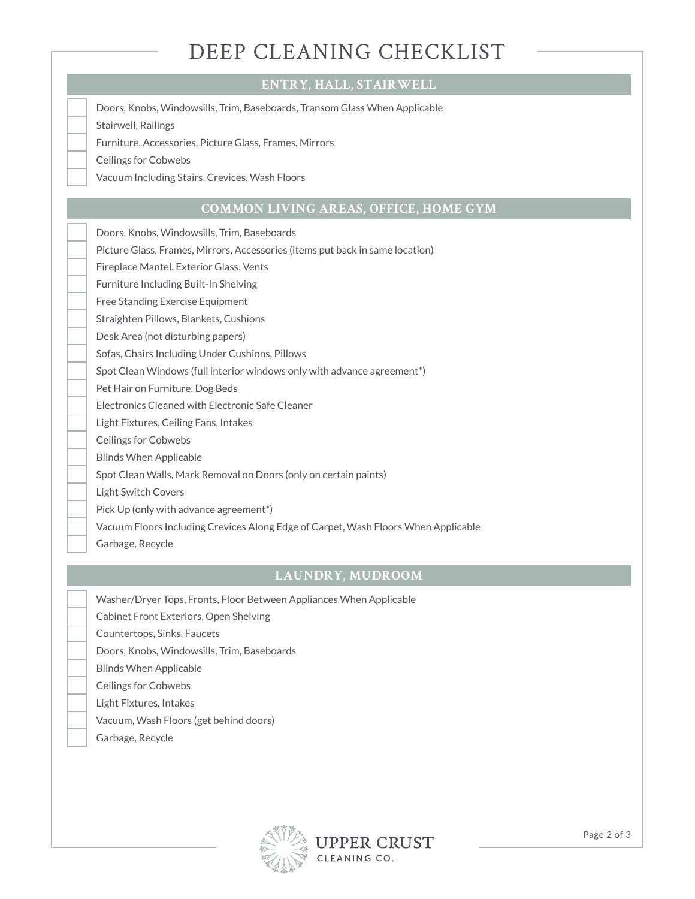# DEEP CLEANING CHECKLIST

## ENTRY, HALL, STAIRWELL

- [ ] Doors, Knobs, Windowsills, Trim, Baseboards, Transom Glass When Applicable
- [ ] Stairwell, Railings
- [ ] Furniture, Accessories, Picture Glass, Frames, Mirrors
- [ ] Ceilings for Cobwebs
- [ ] Vacuum Including Stairs, Crevices, Wash Floors

## COMMON LIVING AREAS, OFFICE, HOME GYM

- [ ] Doors, Knobs, Windowsills, Trim, Baseboards
- [ ] Picture Glass, Frames, Mirrors, Accessories (items put back in same location)
- [ ] Fireplace Mantel, Exterior Glass, Vents
- [ ] Furniture Including Built-In Shelving
- [ ] Free Standing Exercise Equipment
- [ ] Straighten Pillows, Blankets, Cushions
- [ ] Desk Area (not disturbing papers)
- [ ] Sofas, Chairs Including Under Cushions, Pillows
- [ ] Spot Clean Windows (full interior windows only with advance agreement*)
- [ ] Pet Hair on Furniture, Dog Beds
- [ ] Electronics Cleaned with Electronic Safe Cleaner
- [ ] Light Fixtures, Ceiling Fans, Intakes
- [ ] Ceilings for Cobwebs
- [ ] Blinds When Applicable
- [ ] Spot Clean Walls, Mark Removal on Doors (only on certain paints)
- [ ] Light Switch Covers
- [ ] Pick Up (only with advance agreement*)
- [ ] Vacuum Floors Including Crevices Along Edge of Carpet, Wash Floors When Applicable
- [ ] Garbage, Recycle

## LAUNDRY, MUDROOM

- [ ] Washer/Dryer Tops, Fronts, Floor Between Appliances When Applicable
- [ ] Cabinet Front Exteriors, Open Shelving
- [ ] Countertops, Sinks, Faucets
- [ ] Doors, Knobs, Windowsills, Trim, Baseboards
- [ ] Blinds When Applicable
- [ ] Ceilings for Cobwebs
- [ ] Light Fixtures, Intakes
- [ ] Vacuum, Wash Floors (get behind doors)
- [ ] Garbage, Recycle

UPPER CRUST
CLEANING CO.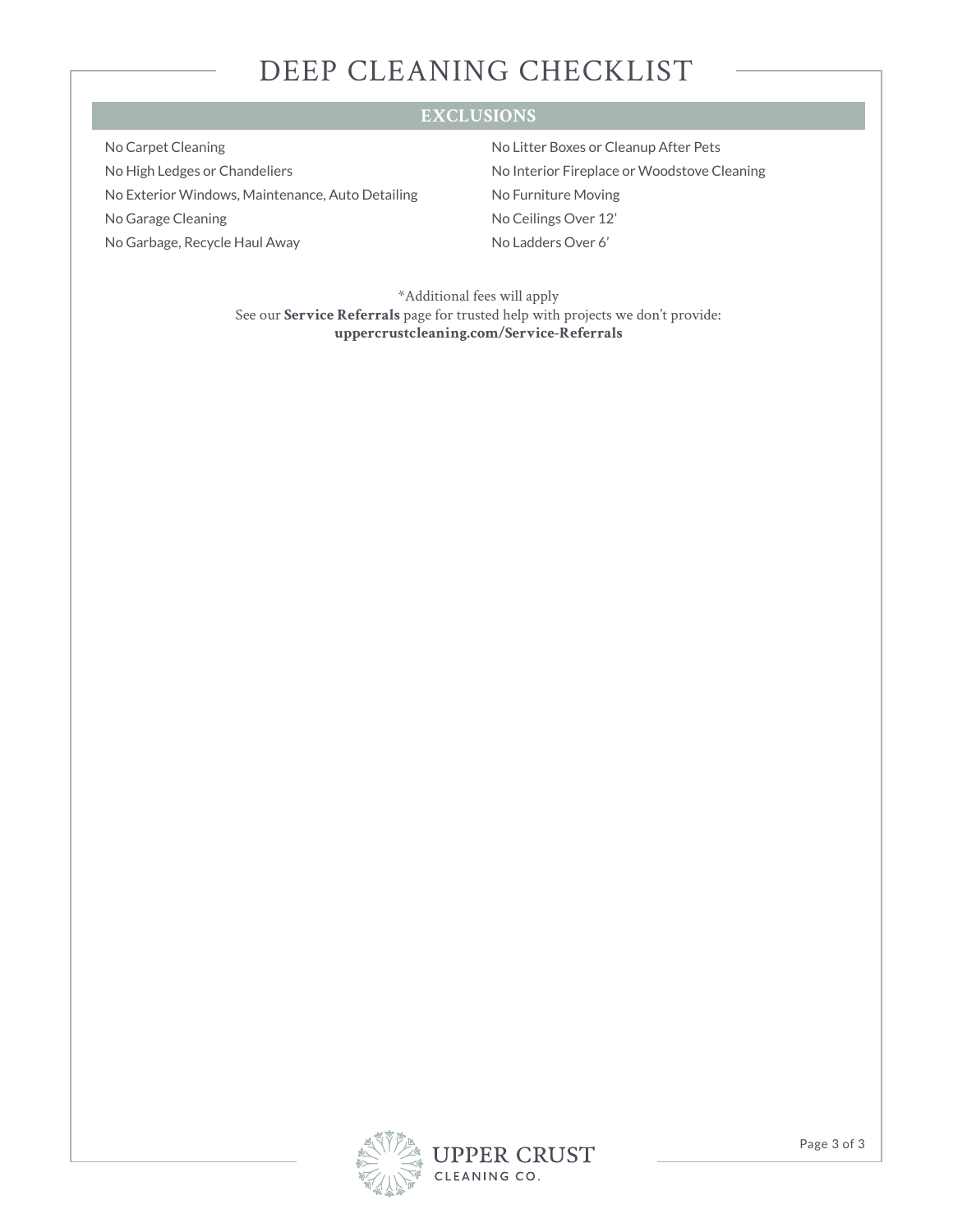# DEEP CLEANING CHECKLIST

## EXCLUSIONS

- No Carpet Cleaning
- No High Ledges or Chandeliers
- No Exterior Windows, Maintenance, Auto Detailing
- No Garage Cleaning
- No Garbage, Recycle Haul Away
- No Litter Boxes or Cleanup After Pets
- No Interior Fireplace or Woodstove Cleaning
- No Furniture Moving
- No Ceilings Over 12’
- No Ladders Over 6’

*Additional fees will apply

See our **Service Referrals** page for trusted help with projects we don’t provide:
**uppercrustcleaning.com/Service-Referrals**

UPPER CRUST
CLEANING CO.